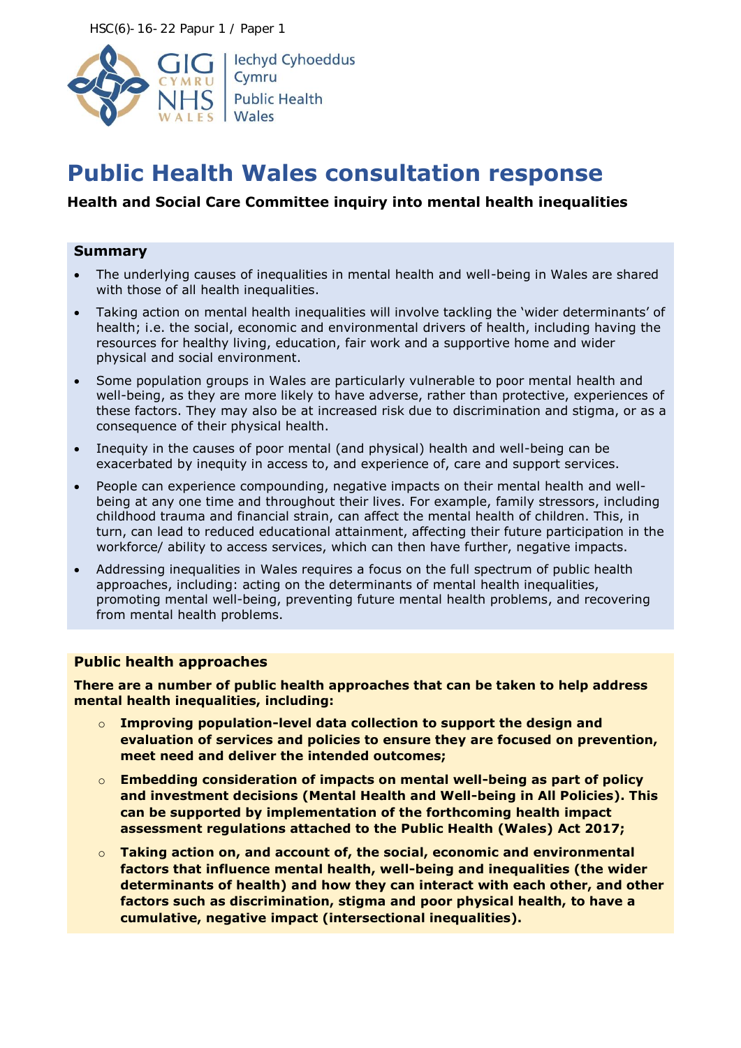HSC(6)-16-22 Papur 1 / Paper 1

# Public Health Wales consultation response

**Health and Social Care Committee inquiry into mental health inequalities**

## Summary

- The underlying causes of inequalities in mental health and well-being in Wales are shared with those of all health inequalities.
- Taking action on mental health inequalities will involve tackling the 'wider determinants' of health; i.e. the social, economic and environmental drivers of health, including having the resources for healthy living, education, fair work and a supportive home and wider physical and social environment.
- Some population groups in Wales are particularly vulnerable to poor mental health and well-being, as they are more likely to have adverse, rather than protective, experiences of these factors. They may also be at increased risk due to discrimination and stigma, or as a consequence of their physical health.
- Inequity in the causes of poor mental (and physical) health and well-being can be exacerbated by inequity in access to, and experience of, care and support services.
- People can experience compounding, negative impacts on their mental health and well-being at any one time and throughout their lives. For example, family stressors, including childhood trauma and financial strain, can affect the mental health of children. This, in turn, can lead to reduced educational attainment, affecting their future participation in the workforce/ ability to access services, which can then have further, negative impacts.
- Addressing inequalities in Wales requires a focus on the full spectrum of public health approaches, including: acting on the determinants of mental health inequalities, promoting mental well-being, preventing future mental health problems, and recovering from mental health problems.

## Public health approaches

**There are a number of public health approaches that can be taken to help address mental health inequalities, including:**

- **Improving population-level data collection to support the design and evaluation of services and policies to ensure they are focused on prevention, meet need and deliver the intended outcomes;**
- **Embedding consideration of impacts on mental well-being as part of policy and investment decisions (Mental Health and Well-being in All Policies). This can be supported by implementation of the forthcoming health impact assessment regulations attached to the Public Health (Wales) Act 2017;**
- **Taking action on, and account of, the social, economic and environmental factors that influence mental health, well-being and inequalities (the wider determinants of health) and how they can interact with each other, and other factors such as discrimination, stigma and poor physical health, to have a cumulative, negative impact (intersectional inequalities).**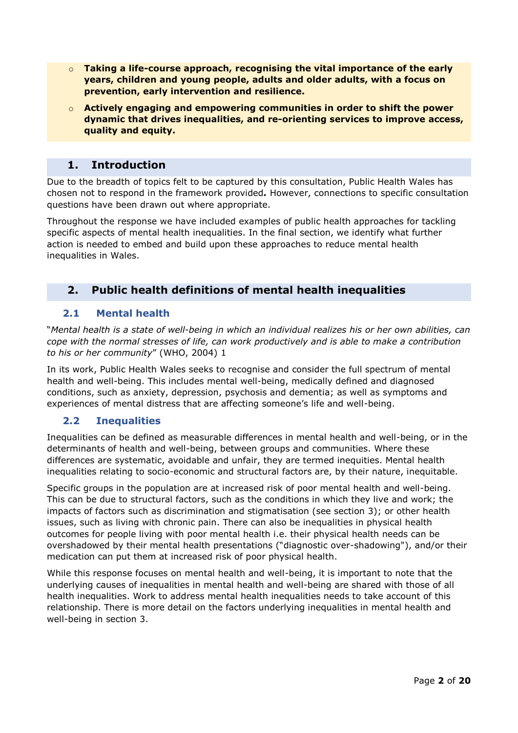- **Taking a life-course approach, recognising the vital importance of the early years, children and young people, adults and older adults, with a focus on prevention, early intervention and resilience.**
- **Actively engaging and empowering communities in order to shift the power dynamic that drives inequalities, and re-orienting services to improve access, quality and equity.**

## 1. Introduction

Due to the breadth of topics felt to be captured by this consultation, Public Health Wales has chosen not to respond in the framework provided**.** However, connections to specific consultation questions have been drawn out where appropriate.

Throughout the response we have included examples of public health approaches for tackling specific aspects of mental health inequalities. In the final section, we identify what further action is needed to embed and build upon these approaches to reduce mental health inequalities in Wales.

## 2. Public health definitions of mental health inequalities

### 2.1 Mental health

"*Mental health is a state of well-being in which an individual realizes his or her own abilities, can cope with the normal stresses of life, can work productively and is able to make a contribution to his or her community*" (WHO, 2004) 1

In its work, Public Health Wales seeks to recognise and consider the full spectrum of mental health and well-being. This includes mental well-being, medically defined and diagnosed conditions, such as anxiety, depression, psychosis and dementia; as well as symptoms and experiences of mental distress that are affecting someone's life and well-being.

### 2.2 Inequalities

Inequalities can be defined as measurable differences in mental health and well-being, or in the determinants of health and well-being, between groups and communities. Where these differences are systematic, avoidable and unfair, they are termed inequities. Mental health inequalities relating to socio-economic and structural factors are, by their nature, inequitable.

Specific groups in the population are at increased risk of poor mental health and well-being. This can be due to structural factors, such as the conditions in which they live and work; the impacts of factors such as discrimination and stigmatisation (see section 3); or other health issues, such as living with chronic pain. There can also be inequalities in physical health outcomes for people living with poor mental health i.e. their physical health needs can be overshadowed by their mental health presentations ("diagnostic over-shadowing"), and/or their medication can put them at increased risk of poor physical health.

While this response focuses on mental health and well-being, it is important to note that the underlying causes of inequalities in mental health and well-being are shared with those of all health inequalities. Work to address mental health inequalities needs to take account of this relationship. There is more detail on the factors underlying inequalities in mental health and well-being in section 3.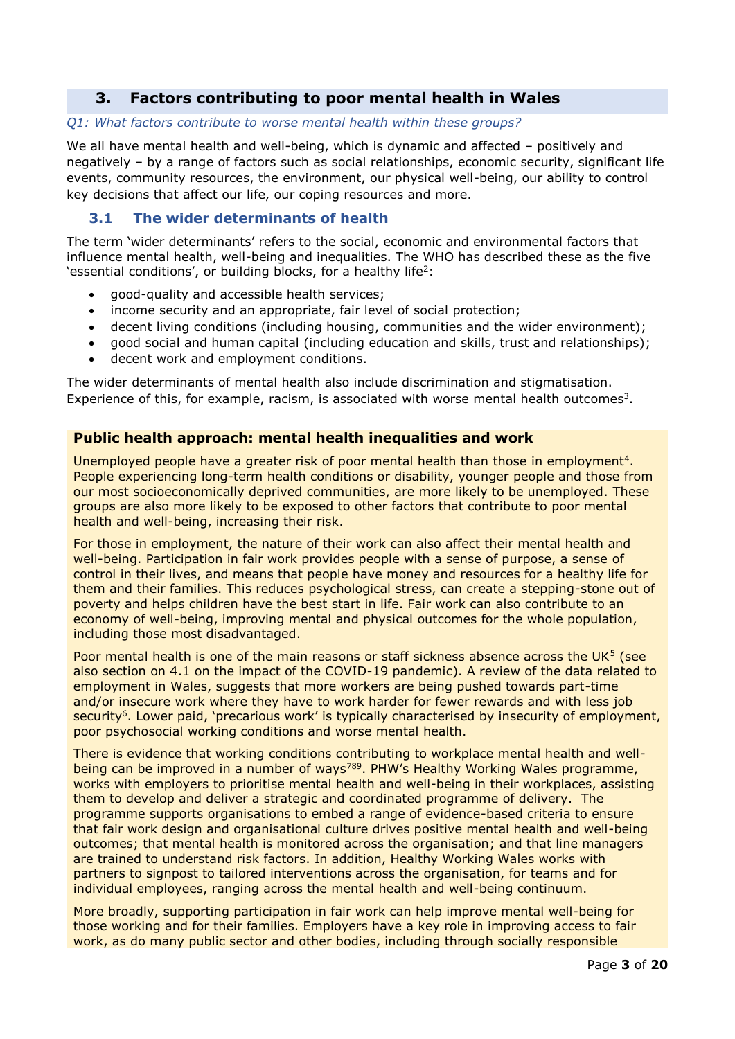## 3. Factors contributing to poor mental health in Wales

*Q1: What factors contribute to worse mental health within these groups?*

We all have mental health and well-being, which is dynamic and affected – positively and negatively – by a range of factors such as social relationships, economic security, significant life events, community resources, the environment, our physical well-being, our ability to control key decisions that affect our life, our coping resources and more.

### 3.1 The wider determinants of health

The term 'wider determinants' refers to the social, economic and environmental factors that influence mental health, well-being and inequalities. The WHO has described these as the five 'essential conditions', or building blocks, for a healthy life[2]:

- good-quality and accessible health services;
- income security and an appropriate, fair level of social protection;
- decent living conditions (including housing, communities and the wider environment);
- good social and human capital (including education and skills, trust and relationships);
- decent work and employment conditions.

The wider determinants of mental health also include discrimination and stigmatisation. Experience of this, for example, racism, is associated with worse mental health outcomes[3].

**Public health approach: mental health inequalities and work**

Unemployed people have a greater risk of poor mental health than those in employment[4]. People experiencing long-term health conditions or disability, younger people and those from our most socioeconomically deprived communities, are more likely to be unemployed. These groups are also more likely to be exposed to other factors that contribute to poor mental health and well-being, increasing their risk.

For those in employment, the nature of their work can also affect their mental health and well-being. Participation in fair work provides people with a sense of purpose, a sense of control in their lives, and means that people have money and resources for a healthy life for them and their families. This reduces psychological stress, can create a stepping-stone out of poverty and helps children have the best start in life. Fair work can also contribute to an economy of well-being, improving mental and physical outcomes for the whole population, including those most disadvantaged.

Poor mental health is one of the main reasons or staff sickness absence across the UK[5] (see also section on 4.1 on the impact of the COVID-19 pandemic). A review of the data related to employment in Wales, suggests that more workers are being pushed towards part-time and/or insecure work where they have to work harder for fewer rewards and with less job security[6]. Lower paid, 'precarious work' is typically characterised by insecurity of employment, poor psychosocial working conditions and worse mental health.

There is evidence that working conditions contributing to workplace mental health and well-being can be improved in a number of ways[7,8,9]. PHW's Healthy Working Wales programme, works with employers to prioritise mental health and well-being in their workplaces, assisting them to develop and deliver a strategic and coordinated programme of delivery. The programme supports organisations to embed a range of evidence-based criteria to ensure that fair work design and organisational culture drives positive mental health and well-being outcomes; that mental health is monitored across the organisation; and that line managers are trained to understand risk factors. In addition, Healthy Working Wales works with partners to signpost to tailored interventions across the organisation, for teams and for individual employees, ranging across the mental health and well-being continuum.

More broadly, supporting participation in fair work can help improve mental well-being for those working and for their families. Employers have a key role in improving access to fair work, as do many public sector and other bodies, including through socially responsible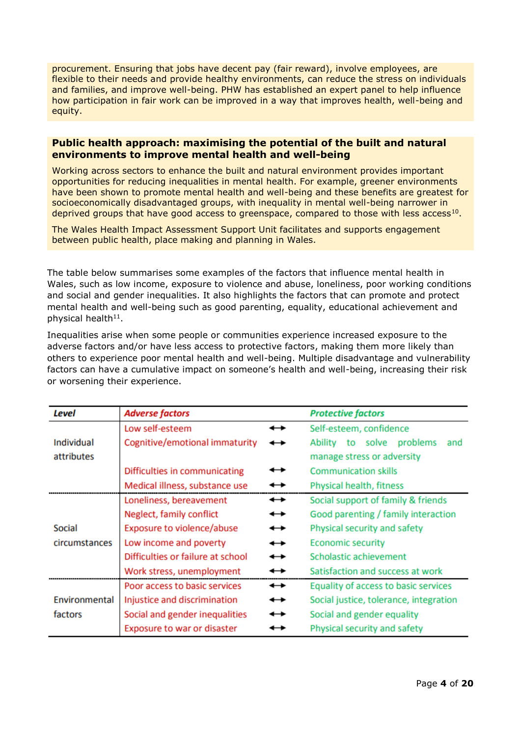procurement. Ensuring that jobs have decent pay (fair reward), involve employees, are flexible to their needs and provide healthy environments, can reduce the stress on individuals and families, and improve well-being. PHW has established an expert panel to help influence how participation in fair work can be improved in a way that improves health, well-being and equity.

**Public health approach: maximising the potential of the built and natural environments to improve mental health and well-being**

Working across sectors to enhance the built and natural environment provides important opportunities for reducing inequalities in mental health. For example, greener environments have been shown to promote mental health and well-being and these benefits are greatest for socioeconomically disadvantaged groups, with inequality in mental well-being narrower in deprived groups that have good access to greenspace, compared to those with less access[10].

The Wales Health Impact Assessment Support Unit facilitates and supports engagement between public health, place making and planning in Wales.

The table below summarises some examples of the factors that influence mental health in Wales, such as low income, exposure to violence and abuse, loneliness, poor working conditions and social and gender inequalities. It also highlights the factors that can promote and protect mental health and well-being such as good parenting, equality, educational achievement and physical health[11].

Inequalities arise when some people or communities experience increased exposure to the adverse factors and/or have less access to protective factors, making them more likely than others to experience poor mental health and well-being. Multiple disadvantage and vulnerability factors can have a cumulative impact on someone's health and well-being, increasing their risk or worsening their experience.

| *Level* | *Adverse factors* | | *Protective factors* |
|---|---|---|---|
| Individual attributes | Low self-esteem | ↔ | Self-esteem, confidence |
| | Cognitive/emotional immaturity | ↔ | Ability to solve problems and manage stress or adversity |
| | Difficulties in communicating | ↔ | Communication skills |
| | Medical illness, substance use | ↔ | Physical health, fitness |
| Social circumstances | Loneliness, bereavement | ↔ | Social support of family & friends |
| | Neglect, family conflict | ↔ | Good parenting / family interaction |
| | Exposure to violence/abuse | ↔ | Physical security and safety |
| | Low income and poverty | ↔ | Economic security |
| | Difficulties or failure at school | ↔ | Scholastic achievement |
| | Work stress, unemployment | ↔ | Satisfaction and success at work |
| Environmental factors | Poor access to basic services | ↔ | Equality of access to basic services |
| | Injustice and discrimination | ↔ | Social justice, tolerance, integration |
| | Social and gender inequalities | ↔ | Social and gender equality |
| | Exposure to war or disaster | ↔ | Physical security and safety |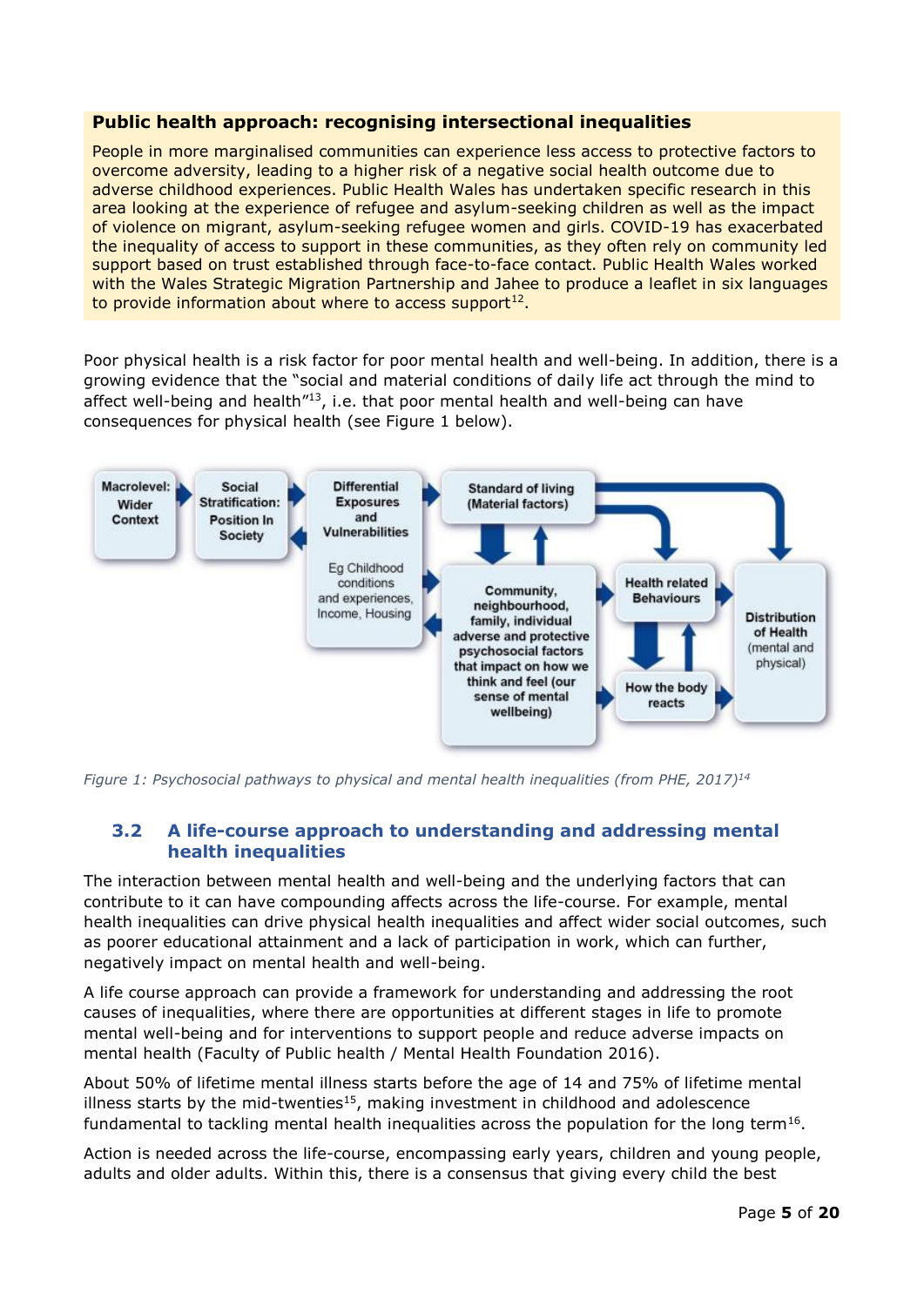**Public health approach: recognising intersectional inequalities**

People in more marginalised communities can experience less access to protective factors to overcome adversity, leading to a higher risk of a negative social health outcome due to adverse childhood experiences. Public Health Wales has undertaken specific research in this area looking at the experience of refugee and asylum-seeking children as well as the impact of violence on migrant, asylum-seeking refugee women and girls. COVID-19 has exacerbated the inequality of access to support in these communities, as they often rely on community led support based on trust established through face-to-face contact. Public Health Wales worked with the Wales Strategic Migration Partnership and Jahee to produce a leaflet in six languages to provide information about where to access support[12].

Poor physical health is a risk factor for poor mental health and well-being. In addition, there is a growing evidence that the "social and material conditions of daily life act through the mind to affect well-being and health"[13], i.e. that poor mental health and well-being can have consequences for physical health (see Figure 1 below).

Macrolevel: Wider Context → Social Stratification: Position In Society ⇄ Differential Exposures and Vulnerabilities (Eg Childhood conditions and experiences, Income, Housing) → Standard of living (Material factors) / Community, neighbourhood, family, individual adverse and protective factors that impact on how we think and feel (our sense of mental wellbeing) → Health related Behaviours / How the body reacts → Distribution of Health (mental and physical)

*Figure 1: Psychosocial pathways to physical and mental health inequalities (from PHE, 2017)[14]*

## 3.2 A life-course approach to understanding and addressing mental health inequalities

The interaction between mental health and well-being and the underlying factors that can contribute to it can have compounding affects across the life-course. For example, mental health inequalities can drive physical health inequalities and affect wider social outcomes, such as poorer educational attainment and a lack of participation in work, which can further, negatively impact on mental health and well-being.

A life course approach can provide a framework for understanding and addressing the root causes of inequalities, where there are opportunities at different stages in life to promote mental well-being and for interventions to support people and reduce adverse impacts on mental health (Faculty of Public health / Mental Health Foundation 2016).

About 50% of lifetime mental illness starts before the age of 14 and 75% of lifetime mental illness starts by the mid-twenties[15], making investment in childhood and adolescence fundamental to tackling mental health inequalities across the population for the long term[16].

Action is needed across the life-course, encompassing early years, children and young people, adults and older adults. Within this, there is a consensus that giving every child the best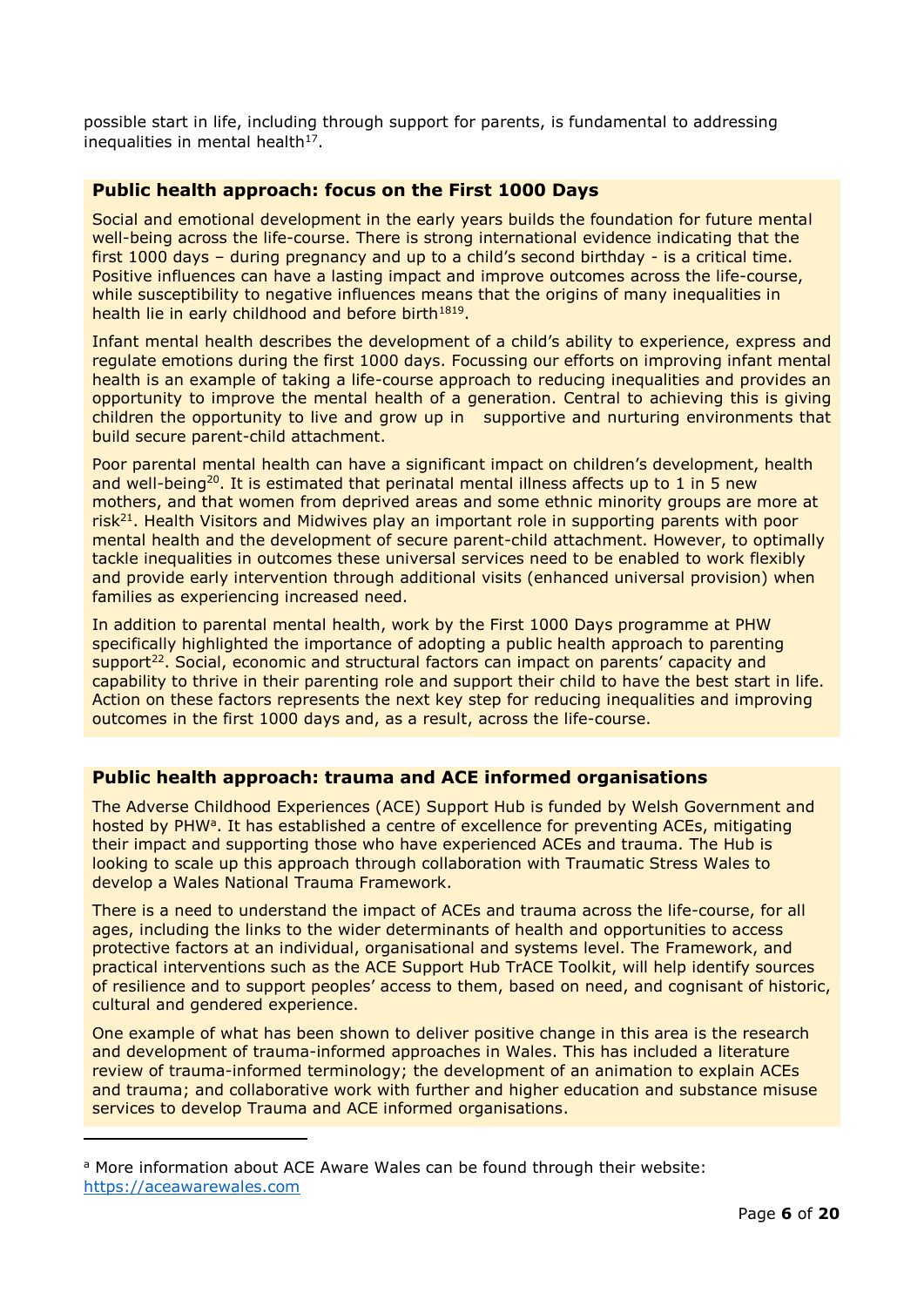possible start in life, including through support for parents, is fundamental to addressing inequalities in mental health[17].

### Public health approach: focus on the First 1000 Days

Social and emotional development in the early years builds the foundation for future mental well-being across the life-course. There is strong international evidence indicating that the first 1000 days – during pregnancy and up to a child's second birthday - is a critical time. Positive influences can have a lasting impact and improve outcomes across the life-course, while susceptibility to negative influences means that the origins of many inequalities in health lie in early childhood and before birth[18][19].

Infant mental health describes the development of a child's ability to experience, express and regulate emotions during the first 1000 days. Focussing our efforts on improving infant mental health is an example of taking a life-course approach to reducing inequalities and provides an opportunity to improve the mental health of a generation. Central to achieving this is giving children the opportunity to live and grow up in supportive and nurturing environments that build secure parent-child attachment.

Poor parental mental health can have a significant impact on children's development, health and well-being[20]. It is estimated that perinatal mental illness affects up to 1 in 5 new mothers, and that women from deprived areas and some ethnic minority groups are more at risk[21]. Health Visitors and Midwives play an important role in supporting parents with poor mental health and the development of secure parent-child attachment. However, to optimally tackle inequalities in outcomes these universal services need to be enabled to work flexibly and provide early intervention through additional visits (enhanced universal provision) when families as experiencing increased need.

In addition to parental mental health, work by the First 1000 Days programme at PHW specifically highlighted the importance of adopting a public health approach to parenting support[22]. Social, economic and structural factors can impact on parents' capacity and capability to thrive in their parenting role and support their child to have the best start in life. Action on these factors represents the next key step for reducing inequalities and improving outcomes in the first 1000 days and, as a result, across the life-course.

### Public health approach: trauma and ACE informed organisations

The Adverse Childhood Experiences (ACE) Support Hub is funded by Welsh Government and hosted by PHW[a]. It has established a centre of excellence for preventing ACEs, mitigating their impact and supporting those who have experienced ACEs and trauma. The Hub is looking to scale up this approach through collaboration with Traumatic Stress Wales to develop a Wales National Trauma Framework.

There is a need to understand the impact of ACEs and trauma across the life-course, for all ages, including the links to the wider determinants of health and opportunities to access protective factors at an individual, organisational and systems level. The Framework, and practical interventions such as the ACE Support Hub TrACE Toolkit, will help identify sources of resilience and to support peoples' access to them, based on need, and cognisant of historic, cultural and gendered experience.

One example of what has been shown to deliver positive change in this area is the research and development of trauma-informed approaches in Wales. This has included a literature review of trauma-informed terminology; the development of an animation to explain ACEs and trauma; and collaborative work with further and higher education and substance misuse services to develop Trauma and ACE informed organisations.

---

[a] More information about ACE Aware Wales can be found through their website: https://aceawarewales.com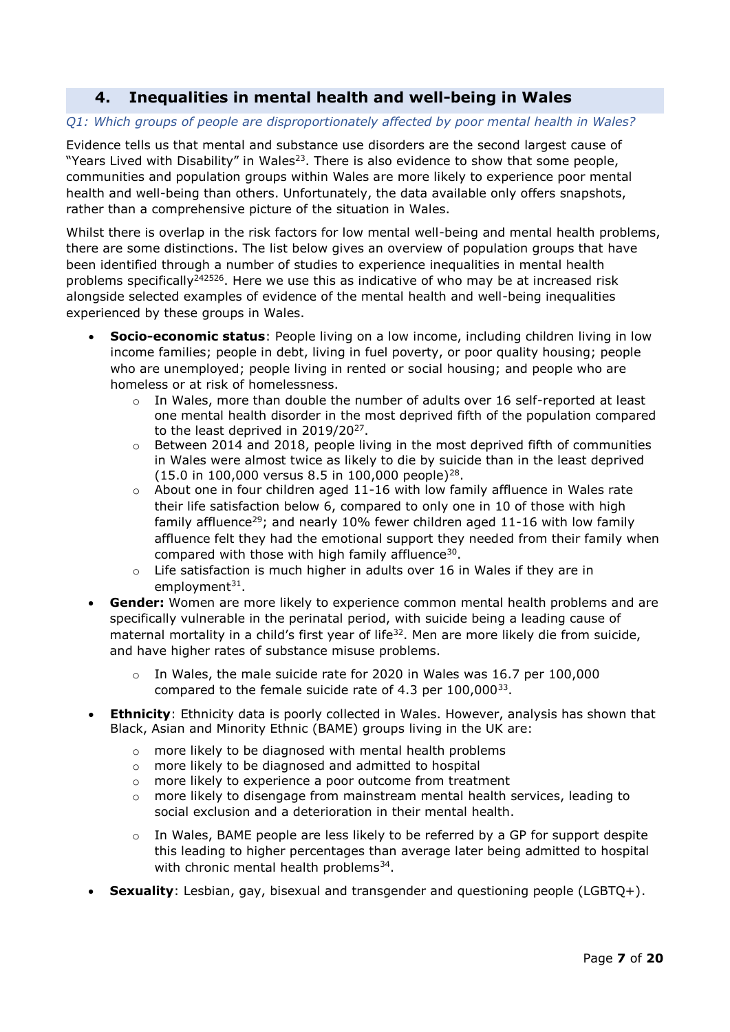## 4. Inequalities in mental health and well-being in Wales

*Q1: Which groups of people are disproportionately affected by poor mental health in Wales?*

Evidence tells us that mental and substance use disorders are the second largest cause of "Years Lived with Disability" in Wales[23]. There is also evidence to show that some people, communities and population groups within Wales are more likely to experience poor mental health and well-being than others. Unfortunately, the data available only offers snapshots, rather than a comprehensive picture of the situation in Wales.

Whilst there is overlap in the risk factors for low mental well-being and mental health problems, there are some distinctions. The list below gives an overview of population groups that have been identified through a number of studies to experience inequalities in mental health problems specifically[24][25][26]. Here we use this as indicative of who may be at increased risk alongside selected examples of evidence of the mental health and well-being inequalities experienced by these groups in Wales.

- **Socio-economic status**: People living on a low income, including children living in low income families; people in debt, living in fuel poverty, or poor quality housing; people who are unemployed; people living in rented or social housing; and people who are homeless or at risk of homelessness.
    - In Wales, more than double the number of adults over 16 self-reported at least one mental health disorder in the most deprived fifth of the population compared to the least deprived in 2019/20[27].
    - Between 2014 and 2018, people living in the most deprived fifth of communities in Wales were almost twice as likely to die by suicide than in the least deprived (15.0 in 100,000 versus 8.5 in 100,000 people)[28].
    - About one in four children aged 11-16 with low family affluence in Wales rate their life satisfaction below 6, compared to only one in 10 of those with high family affluence[29]; and nearly 10% fewer children aged 11-16 with low family affluence felt they had the emotional support they needed from their family when compared with those with high family affluence[30].
    - Life satisfaction is much higher in adults over 16 in Wales if they are in employment[31].
- **Gender:** Women are more likely to experience common mental health problems and are specifically vulnerable in the perinatal period, with suicide being a leading cause of maternal mortality in a child's first year of life[32]. Men are more likely die from suicide, and have higher rates of substance misuse problems.
    - In Wales, the male suicide rate for 2020 in Wales was 16.7 per 100,000 compared to the female suicide rate of 4.3 per 100,000[33].
- **Ethnicity**: Ethnicity data is poorly collected in Wales. However, analysis has shown that Black, Asian and Minority Ethnic (BAME) groups living in the UK are:
    - more likely to be diagnosed with mental health problems
    - more likely to be diagnosed and admitted to hospital
    - more likely to experience a poor outcome from treatment
    - more likely to disengage from mainstream mental health services, leading to social exclusion and a deterioration in their mental health.
    - In Wales, BAME people are less likely to be referred by a GP for support despite this leading to higher percentages than average later being admitted to hospital with chronic mental health problems[34].
- **Sexuality**: Lesbian, gay, bisexual and transgender and questioning people (LGBTQ+).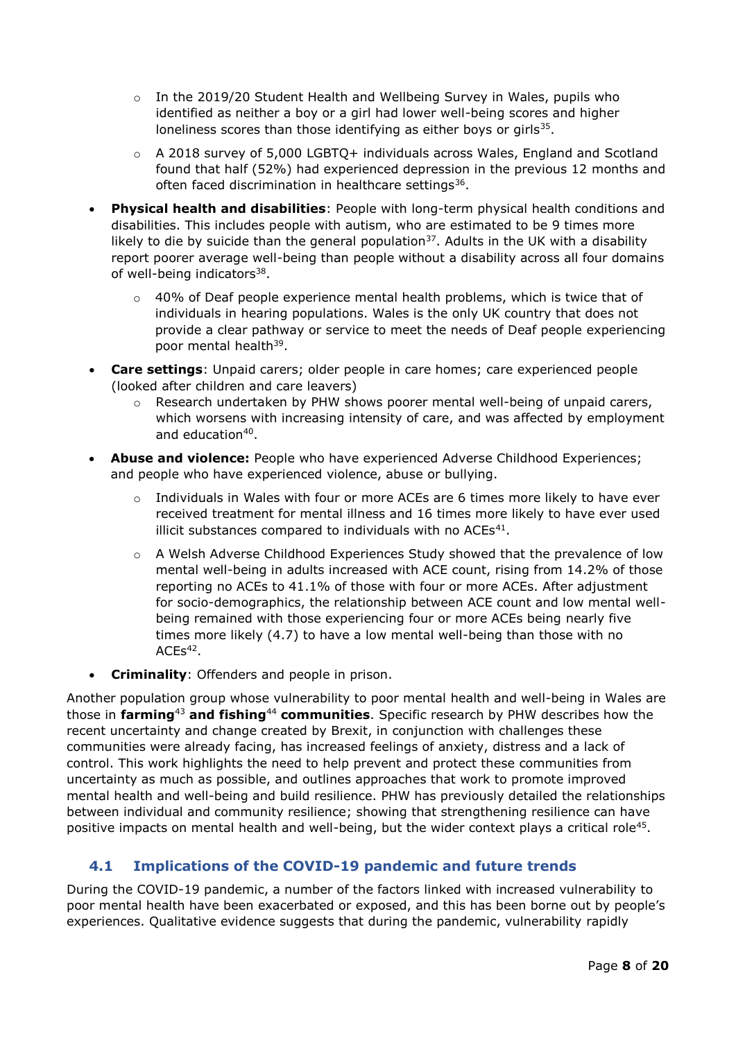- In the 2019/20 Student Health and Wellbeing Survey in Wales, pupils who identified as neither a boy or a girl had lower well-being scores and higher loneliness scores than those identifying as either boys or girls[35].
    - A 2018 survey of 5,000 LGBTQ+ individuals across Wales, England and Scotland found that half (52%) had experienced depression in the previous 12 months and often faced discrimination in healthcare settings[36].
- **Physical health and disabilities**: People with long-term physical health conditions and disabilities. This includes people with autism, who are estimated to be 9 times more likely to die by suicide than the general population[37]. Adults in the UK with a disability report poorer average well-being than people without a disability across all four domains of well-being indicators[38].
    - 40% of Deaf people experience mental health problems, which is twice that of individuals in hearing populations. Wales is the only UK country that does not provide a clear pathway or service to meet the needs of Deaf people experiencing poor mental health[39].
- **Care settings**: Unpaid carers; older people in care homes; care experienced people (looked after children and care leavers)
    - Research undertaken by PHW shows poorer mental well-being of unpaid carers, which worsens with increasing intensity of care, and was affected by employment and education[40].
- **Abuse and violence:** People who have experienced Adverse Childhood Experiences; and people who have experienced violence, abuse or bullying.
    - Individuals in Wales with four or more ACEs are 6 times more likely to have ever received treatment for mental illness and 16 times more likely to have ever used illicit substances compared to individuals with no ACEs[41].
    - A Welsh Adverse Childhood Experiences Study showed that the prevalence of low mental well-being in adults increased with ACE count, rising from 14.2% of those reporting no ACEs to 41.1% of those with four or more ACEs. After adjustment for socio-demographics, the relationship between ACE count and low mental well-being remained with those experiencing four or more ACEs being nearly five times more likely (4.7) to have a low mental well-being than those with no ACEs[42].
- **Criminality**: Offenders and people in prison.

Another population group whose vulnerability to poor mental health and well-being in Wales are those in **farming**[43] **and fishing**[44] **communities**. Specific research by PHW describes how the recent uncertainty and change created by Brexit, in conjunction with challenges these communities were already facing, has increased feelings of anxiety, distress and a lack of control. This work highlights the need to help prevent and protect these communities from uncertainty as much as possible, and outlines approaches that work to promote improved mental health and well-being and build resilience. PHW has previously detailed the relationships between individual and community resilience; showing that strengthening resilience can have positive impacts on mental health and well-being, but the wider context plays a critical role[45].

## 4.1 Implications of the COVID-19 pandemic and future trends

During the COVID-19 pandemic, a number of the factors linked with increased vulnerability to poor mental health have been exacerbated or exposed, and this has been borne out by people's experiences. Qualitative evidence suggests that during the pandemic, vulnerability rapidly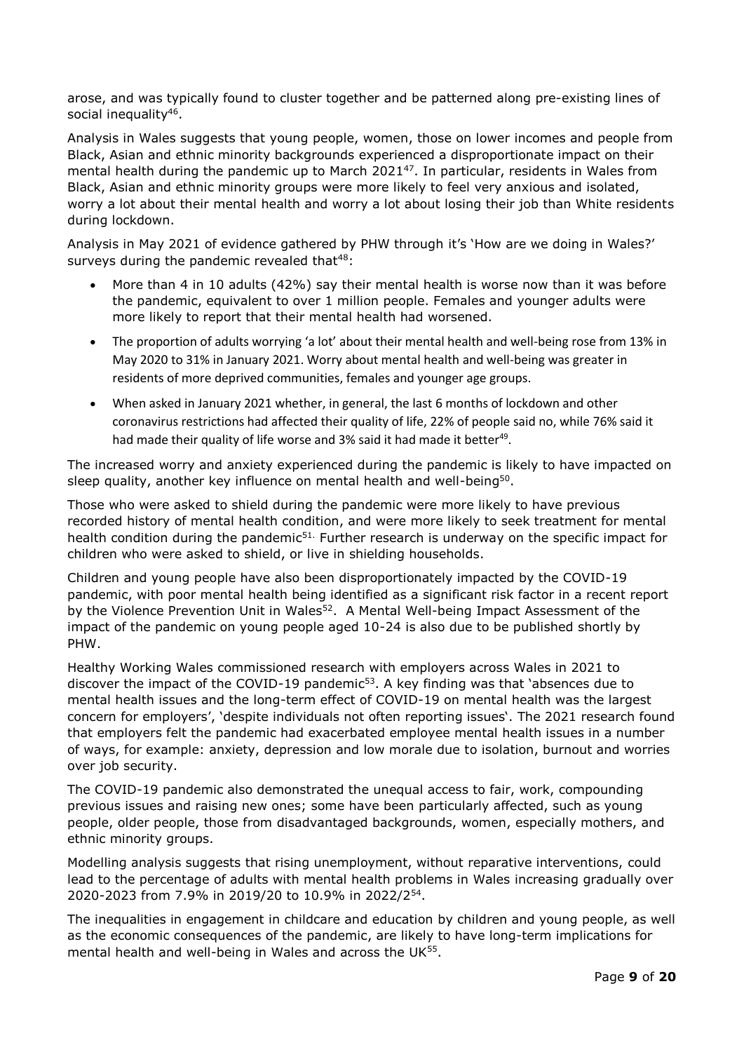arose, and was typically found to cluster together and be patterned along pre-existing lines of social inequality[46].

Analysis in Wales suggests that young people, women, those on lower incomes and people from Black, Asian and ethnic minority backgrounds experienced a disproportionate impact on their mental health during the pandemic up to March 2021[47]. In particular, residents in Wales from Black, Asian and ethnic minority groups were more likely to feel very anxious and isolated, worry a lot about their mental health and worry a lot about losing their job than White residents during lockdown.

Analysis in May 2021 of evidence gathered by PHW through it's 'How are we doing in Wales?' surveys during the pandemic revealed that[48]:

- More than 4 in 10 adults (42%) say their mental health is worse now than it was before the pandemic, equivalent to over 1 million people. Females and younger adults were more likely to report that their mental health had worsened.
- The proportion of adults worrying 'a lot' about their mental health and well-being rose from 13% in May 2020 to 31% in January 2021. Worry about mental health and well-being was greater in residents of more deprived communities, females and younger age groups.
- When asked in January 2021 whether, in general, the last 6 months of lockdown and other coronavirus restrictions had affected their quality of life, 22% of people said no, while 76% said it had made their quality of life worse and 3% said it had made it better[49].

The increased worry and anxiety experienced during the pandemic is likely to have impacted on sleep quality, another key influence on mental health and well-being[50].

Those who were asked to shield during the pandemic were more likely to have previous recorded history of mental health condition, and were more likely to seek treatment for mental health condition during the pandemic[51]. Further research is underway on the specific impact for children who were asked to shield, or live in shielding households.

Children and young people have also been disproportionately impacted by the COVID-19 pandemic, with poor mental health being identified as a significant risk factor in a recent report by the Violence Prevention Unit in Wales[52]. A Mental Well-being Impact Assessment of the impact of the pandemic on young people aged 10-24 is also due to be published shortly by PHW.

Healthy Working Wales commissioned research with employers across Wales in 2021 to discover the impact of the COVID-19 pandemic[53]. A key finding was that 'absences due to mental health issues and the long-term effect of COVID-19 on mental health was the largest concern for employers', 'despite individuals not often reporting issues'. The 2021 research found that employers felt the pandemic had exacerbated employee mental health issues in a number of ways, for example: anxiety, depression and low morale due to isolation, burnout and worries over job security.

The COVID-19 pandemic also demonstrated the unequal access to fair, work, compounding previous issues and raising new ones; some have been particularly affected, such as young people, older people, those from disadvantaged backgrounds, women, especially mothers, and ethnic minority groups.

Modelling analysis suggests that rising unemployment, without reparative interventions, could lead to the percentage of adults with mental health problems in Wales increasing gradually over 2020-2023 from 7.9% in 2019/20 to 10.9% in 2022/2[54].

The inequalities in engagement in childcare and education by children and young people, as well as the economic consequences of the pandemic, are likely to have long-term implications for mental health and well-being in Wales and across the UK[55].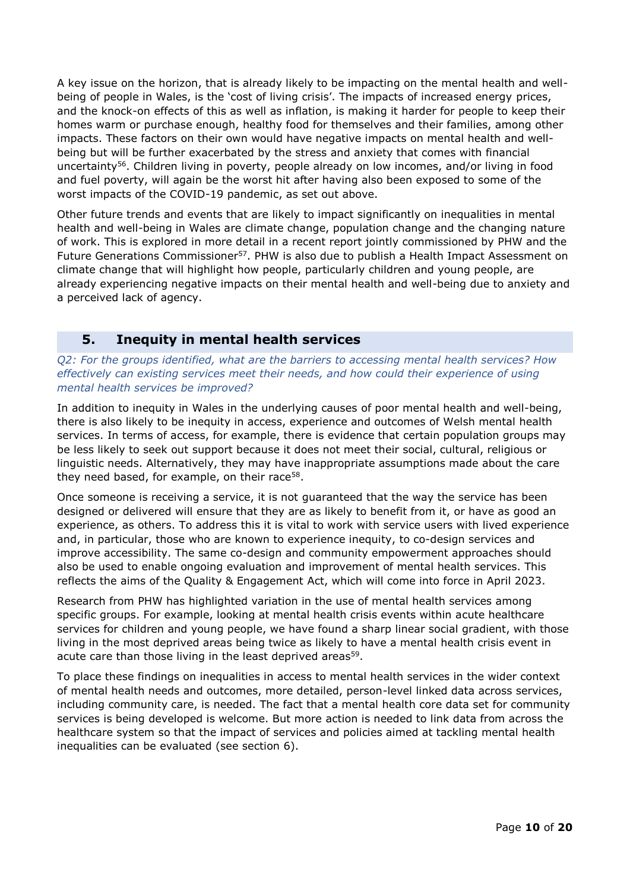A key issue on the horizon, that is already likely to be impacting on the mental health and well-being of people in Wales, is the 'cost of living crisis'. The impacts of increased energy prices, and the knock-on effects of this as well as inflation, is making it harder for people to keep their homes warm or purchase enough, healthy food for themselves and their families, among other impacts. These factors on their own would have negative impacts on mental health and well-being but will be further exacerbated by the stress and anxiety that comes with financial uncertainty[56]. Children living in poverty, people already on low incomes, and/or living in food and fuel poverty, will again be the worst hit after having also been exposed to some of the worst impacts of the COVID-19 pandemic, as set out above.

Other future trends and events that are likely to impact significantly on inequalities in mental health and well-being in Wales are climate change, population change and the changing nature of work. This is explored in more detail in a recent report jointly commissioned by PHW and the Future Generations Commissioner[57]. PHW is also due to publish a Health Impact Assessment on climate change that will highlight how people, particularly children and young people, are already experiencing negative impacts on their mental health and well-being due to anxiety and a perceived lack of agency.

## 5. Inequity in mental health services

*Q2: For the groups identified, what are the barriers to accessing mental health services? How effectively can existing services meet their needs, and how could their experience of using mental health services be improved?*

In addition to inequity in Wales in the underlying causes of poor mental health and well-being, there is also likely to be inequity in access, experience and outcomes of Welsh mental health services. In terms of access, for example, there is evidence that certain population groups may be less likely to seek out support because it does not meet their social, cultural, religious or linguistic needs. Alternatively, they may have inappropriate assumptions made about the care they need based, for example, on their race[58].

Once someone is receiving a service, it is not guaranteed that the way the service has been designed or delivered will ensure that they are as likely to benefit from it, or have as good an experience, as others. To address this it is vital to work with service users with lived experience and, in particular, those who are known to experience inequity, to co-design services and improve accessibility. The same co-design and community empowerment approaches should also be used to enable ongoing evaluation and improvement of mental health services. This reflects the aims of the Quality & Engagement Act, which will come into force in April 2023.

Research from PHW has highlighted variation in the use of mental health services among specific groups. For example, looking at mental health crisis events within acute healthcare services for children and young people, we have found a sharp linear social gradient, with those living in the most deprived areas being twice as likely to have a mental health crisis event in acute care than those living in the least deprived areas[59].

To place these findings on inequalities in access to mental health services in the wider context of mental health needs and outcomes, more detailed, person-level linked data across services, including community care, is needed. The fact that a mental health core data set for community services is being developed is welcome. But more action is needed to link data from across the healthcare system so that the impact of services and policies aimed at tackling mental health inequalities can be evaluated (see section 6).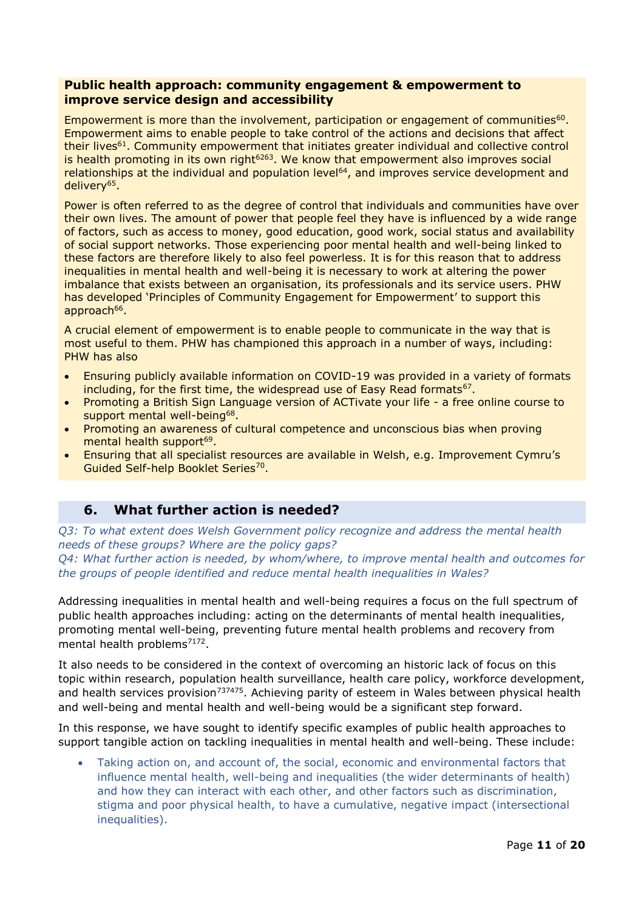**Public health approach: community engagement & empowerment to improve service design and accessibility**

Empowerment is more than the involvement, participation or engagement of communities[60]. Empowerment aims to enable people to take control of the actions and decisions that affect their lives[61]. Community empowerment that initiates greater individual and collective control is health promoting in its own right[62,63]. We know that empowerment also improves social relationships at the individual and population level[64], and improves service development and delivery[65].

Power is often referred to as the degree of control that individuals and communities have over their own lives. The amount of power that people feel they have is influenced by a wide range of factors, such as access to money, good education, good work, social status and availability of social support networks. Those experiencing poor mental health and well-being linked to these factors are therefore likely to also feel powerless. It is for this reason that to address inequalities in mental health and well-being it is necessary to work at altering the power imbalance that exists between an organisation, its professionals and its service users. PHW has developed 'Principles of Community Engagement for Empowerment' to support this approach[66].

A crucial element of empowerment is to enable people to communicate in the way that is most useful to them. PHW has championed this approach in a number of ways, including: PHW has also

- Ensuring publicly available information on COVID-19 was provided in a variety of formats including, for the first time, the widespread use of Easy Read formats[67].
- Promoting a British Sign Language version of ACTivate your life - a free online course to support mental well-being[68].
- Promoting an awareness of cultural competence and unconscious bias when proving mental health support[69].
- Ensuring that all specialist resources are available in Welsh, e.g. Improvement Cymru's Guided Self-help Booklet Series[70].

## 6. What further action is needed?

*Q3: To what extent does Welsh Government policy recognize and address the mental health needs of these groups? Where are the policy gaps?*
*Q4: What further action is needed, by whom/where, to improve mental health and outcomes for the groups of people identified and reduce mental health inequalities in Wales?*

Addressing inequalities in mental health and well-being requires a focus on the full spectrum of public health approaches including: acting on the determinants of mental health inequalities, promoting mental well-being, preventing future mental health problems and recovery from mental health problems[71,72].

It also needs to be considered in the context of overcoming an historic lack of focus on this topic within research, population health surveillance, health care policy, workforce development, and health services provision[73,74,75]. Achieving parity of esteem in Wales between physical health and well-being and mental health and well-being would be a significant step forward.

In this response, we have sought to identify specific examples of public health approaches to support tangible action on tackling inequalities in mental health and well-being. These include:

- Taking action on, and account of, the social, economic and environmental factors that influence mental health, well-being and inequalities (the wider determinants of health) and how they can interact with each other, and other factors such as discrimination, stigma and poor physical health, to have a cumulative, negative impact (intersectional inequalities).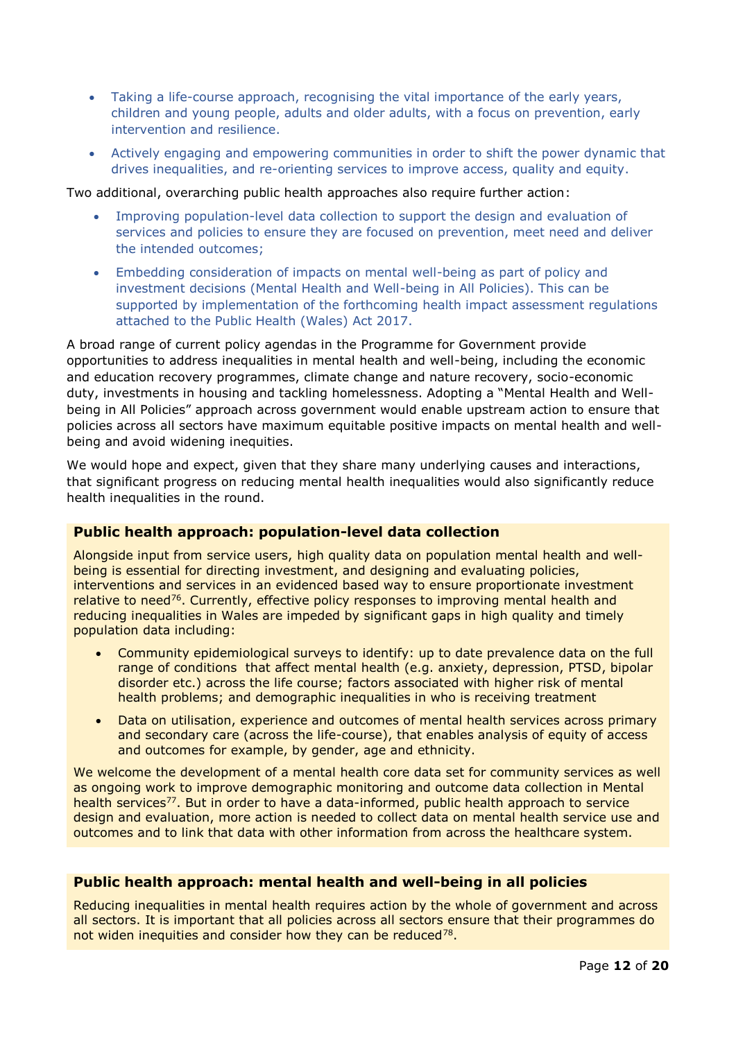- Taking a life-course approach, recognising the vital importance of the early years, children and young people, adults and older adults, with a focus on prevention, early intervention and resilience.
- Actively engaging and empowering communities in order to shift the power dynamic that drives inequalities, and re-orienting services to improve access, quality and equity.

Two additional, overarching public health approaches also require further action:

- Improving population-level data collection to support the design and evaluation of services and policies to ensure they are focused on prevention, meet need and deliver the intended outcomes;
- Embedding consideration of impacts on mental well-being as part of policy and investment decisions (Mental Health and Well-being in All Policies). This can be supported by implementation of the forthcoming health impact assessment regulations attached to the Public Health (Wales) Act 2017.

A broad range of current policy agendas in the Programme for Government provide opportunities to address inequalities in mental health and well-being, including the economic and education recovery programmes, climate change and nature recovery, socio-economic duty, investments in housing and tackling homelessness. Adopting a "Mental Health and Well-being in All Policies" approach across government would enable upstream action to ensure that policies across all sectors have maximum equitable positive impacts on mental health and well-being and avoid widening inequities.

We would hope and expect, given that they share many underlying causes and interactions, that significant progress on reducing mental health inequalities would also significantly reduce health inequalities in the round.

### Public health approach: population-level data collection

Alongside input from service users, high quality data on population mental health and well-being is essential for directing investment, and designing and evaluating policies, interventions and services in an evidenced based way to ensure proportionate investment relative to need[76]. Currently, effective policy responses to improving mental health and reducing inequalities in Wales are impeded by significant gaps in high quality and timely population data including:

- Community epidemiological surveys to identify: up to date prevalence data on the full range of conditions that affect mental health (e.g. anxiety, depression, PTSD, bipolar disorder etc.) across the life course; factors associated with higher risk of mental health problems; and demographic inequalities in who is receiving treatment
- Data on utilisation, experience and outcomes of mental health services across primary and secondary care (across the life-course), that enables analysis of equity of access and outcomes for example, by gender, age and ethnicity.

We welcome the development of a mental health core data set for community services as well as ongoing work to improve demographic monitoring and outcome data collection in Mental health services[77]. But in order to have a data-informed, public health approach to service design and evaluation, more action is needed to collect data on mental health service use and outcomes and to link that data with other information from across the healthcare system.

### Public health approach: mental health and well-being in all policies

Reducing inequalities in mental health requires action by the whole of government and across all sectors. It is important that all policies across all sectors ensure that their programmes do not widen inequities and consider how they can be reduced[78].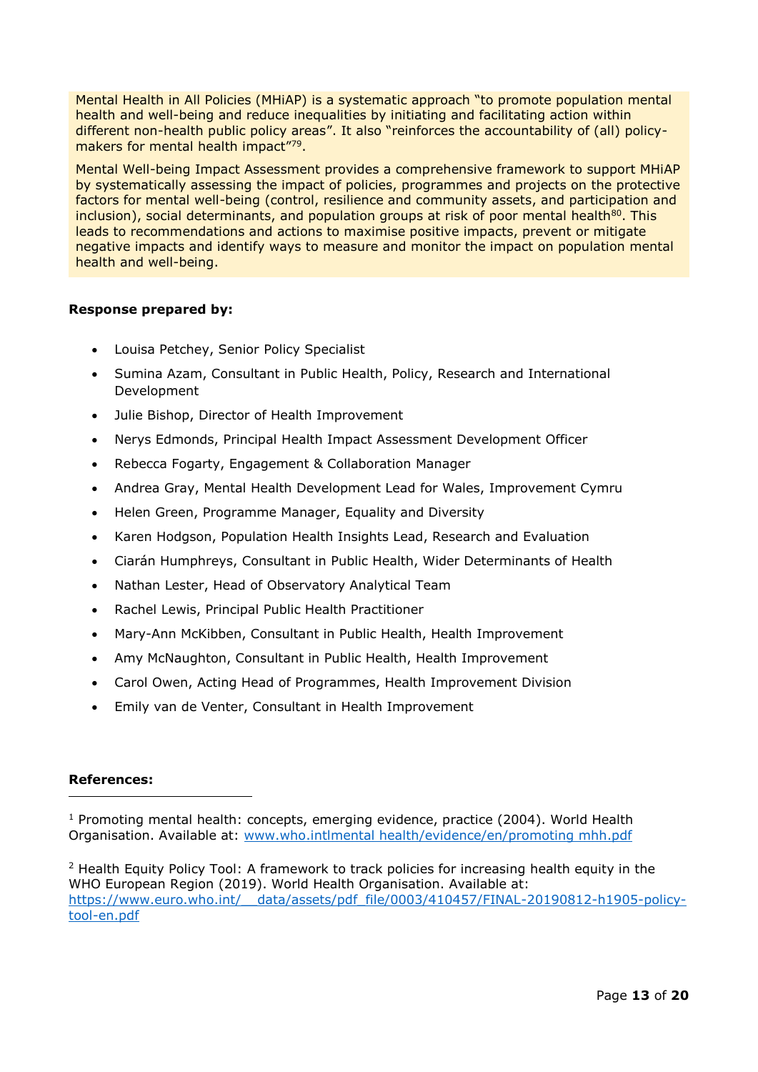Mental Health in All Policies (MHiAP) is a systematic approach "to promote population mental health and well-being and reduce inequalities by initiating and facilitating action within different non-health public policy areas". It also "reinforces the accountability of (all) policy-makers for mental health impact"[79].

Mental Well-being Impact Assessment provides a comprehensive framework to support MHiAP by systematically assessing the impact of policies, programmes and projects on the protective factors for mental well-being (control, resilience and community assets, and participation and inclusion), social determinants, and population groups at risk of poor mental health[80]. This leads to recommendations and actions to maximise positive impacts, prevent or mitigate negative impacts and identify ways to measure and monitor the impact on population mental health and well-being.

**Response prepared by:**

- Louisa Petchey, Senior Policy Specialist
- Sumina Azam, Consultant in Public Health, Policy, Research and International Development
- Julie Bishop, Director of Health Improvement
- Nerys Edmonds, Principal Health Impact Assessment Development Officer
- Rebecca Fogarty, Engagement & Collaboration Manager
- Andrea Gray, Mental Health Development Lead for Wales, Improvement Cymru
- Helen Green, Programme Manager, Equality and Diversity
- Karen Hodgson, Population Health Insights Lead, Research and Evaluation
- Ciarán Humphreys, Consultant in Public Health, Wider Determinants of Health
- Nathan Lester, Head of Observatory Analytical Team
- Rachel Lewis, Principal Public Health Practitioner
- Mary-Ann McKibben, Consultant in Public Health, Health Improvement
- Amy McNaughton, Consultant in Public Health, Health Improvement
- Carol Owen, Acting Head of Programmes, Health Improvement Division
- Emily van de Venter, Consultant in Health Improvement

**References:**

[1] Promoting mental health: concepts, emerging evidence, practice (2004). World Health Organisation. Available at: www.who.intlmental health/evidence/en/promoting mhh.pdf

[2] Health Equity Policy Tool: A framework to track policies for increasing health equity in the WHO European Region (2019). World Health Organisation. Available at: https://www.euro.who.int/__data/assets/pdf_file/0003/410457/FINAL-20190812-h1905-policy-tool-en.pdf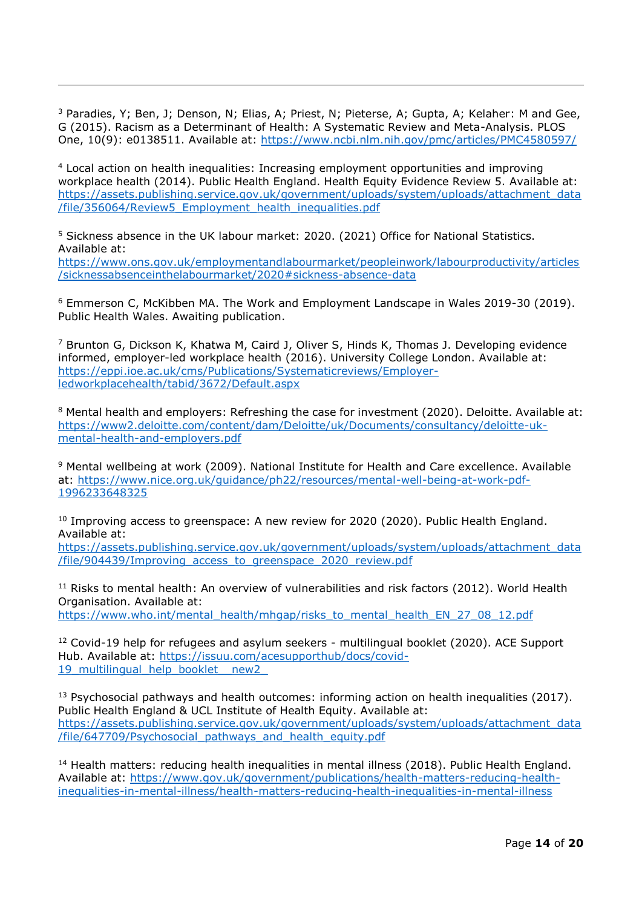[3] Paradies, Y; Ben, J; Denson, N; Elias, A; Priest, N; Pieterse, A; Gupta, A; Kelaher: M and Gee, G (2015). Racism as a Determinant of Health: A Systematic Review and Meta-Analysis. PLOS One, 10(9): e0138511. Available at: https://www.ncbi.nlm.nih.gov/pmc/articles/PMC4580597/

[4] Local action on health inequalities: Increasing employment opportunities and improving workplace health (2014). Public Health England. Health Equity Evidence Review 5. Available at: https://assets.publishing.service.gov.uk/government/uploads/system/uploads/attachment_data/file/356064/Review5_Employment_health_inequalities.pdf

[5] Sickness absence in the UK labour market: 2020. (2021) Office for National Statistics. Available at: https://www.ons.gov.uk/employmentandlabourmarket/peopleinwork/labourproductivity/articles/sicknessabsenceinthelabourmarket/2020#sickness-absence-data

[6] Emmerson C, McKibben MA. The Work and Employment Landscape in Wales 2019-30 (2019). Public Health Wales. Awaiting publication.

[7] Brunton G, Dickson K, Khatwa M, Caird J, Oliver S, Hinds K, Thomas J. Developing evidence informed, employer-led workplace health (2016). University College London. Available at: https://eppi.ioe.ac.uk/cms/Publications/Systematicreviews/Employer-ledworkplacehealth/tabid/3672/Default.aspx

[8] Mental health and employers: Refreshing the case for investment (2020). Deloitte. Available at: https://www2.deloitte.com/content/dam/Deloitte/uk/Documents/consultancy/deloitte-uk-mental-health-and-employers.pdf

[9] Mental wellbeing at work (2009). National Institute for Health and Care excellence. Available at: https://www.nice.org.uk/guidance/ph22/resources/mental-well-being-at-work-pdf-1996233648325

[10] Improving access to greenspace: A new review for 2020 (2020). Public Health England. Available at: https://assets.publishing.service.gov.uk/government/uploads/system/uploads/attachment_data/file/904439/Improving_access_to_greenspace_2020_review.pdf

[11] Risks to mental health: An overview of vulnerabilities and risk factors (2012). World Health Organisation. Available at: https://www.who.int/mental_health/mhgap/risks_to_mental_health_EN_27_08_12.pdf

[12] Covid-19 help for refugees and asylum seekers - multilingual booklet (2020). ACE Support Hub. Available at: https://issuu.com/acesupporthub/docs/covid-19_multilingual_help_booklet__new2_

[13] Psychosocial pathways and health outcomes: informing action on health inequalities (2017). Public Health England & UCL Institute of Health Equity. Available at: https://assets.publishing.service.gov.uk/government/uploads/system/uploads/attachment_data/file/647709/Psychosocial_pathways_and_health_equity.pdf

[14] Health matters: reducing health inequalities in mental illness (2018). Public Health England. Available at: https://www.gov.uk/government/publications/health-matters-reducing-health-inequalities-in-mental-illness/health-matters-reducing-health-inequalities-in-mental-illness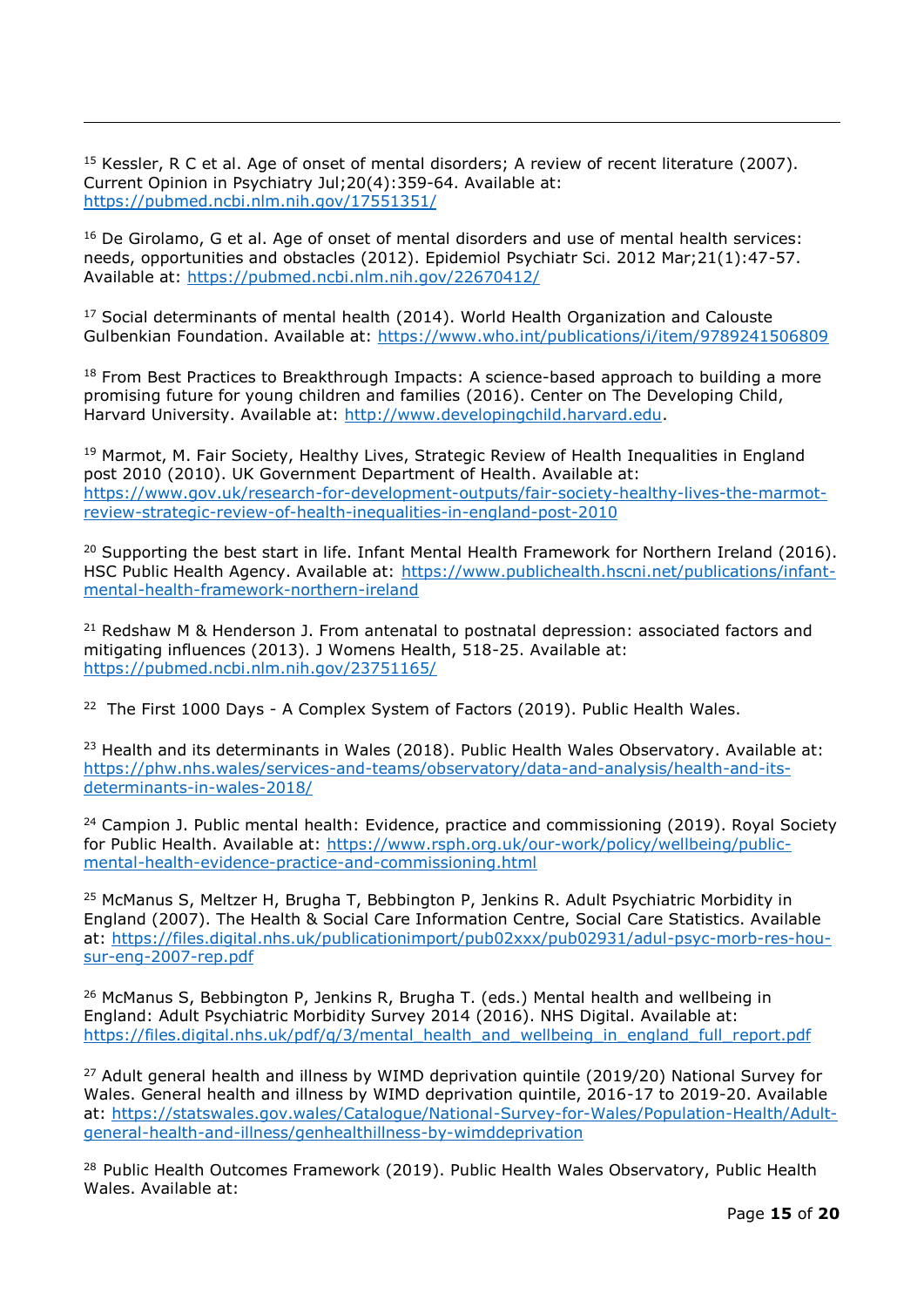[15] Kessler, R C et al. Age of onset of mental disorders; A review of recent literature (2007). Current Opinion in Psychiatry Jul;20(4):359-64. Available at: https://pubmed.ncbi.nlm.nih.gov/17551351/

[16] De Girolamo, G et al. Age of onset of mental disorders and use of mental health services: needs, opportunities and obstacles (2012). Epidemiol Psychiatr Sci. 2012 Mar;21(1):47-57. Available at: https://pubmed.ncbi.nlm.nih.gov/22670412/

[17] Social determinants of mental health (2014). World Health Organization and Calouste Gulbenkian Foundation. Available at: https://www.who.int/publications/i/item/9789241506809

[18] From Best Practices to Breakthrough Impacts: A science-based approach to building a more promising future for young children and families (2016). Center on The Developing Child, Harvard University. Available at: http://www.developingchild.harvard.edu.

[19] Marmot, M. Fair Society, Healthy Lives, Strategic Review of Health Inequalities in England post 2010 (2010). UK Government Department of Health. Available at: https://www.gov.uk/research-for-development-outputs/fair-society-healthy-lives-the-marmot-review-strategic-review-of-health-inequalities-in-england-post-2010

[20] Supporting the best start in life. Infant Mental Health Framework for Northern Ireland (2016). HSC Public Health Agency. Available at: https://www.publichealth.hscni.net/publications/infant-mental-health-framework-northern-ireland

[21] Redshaw M & Henderson J. From antenatal to postnatal depression: associated factors and mitigating influences (2013). J Womens Health, 518-25. Available at: https://pubmed.ncbi.nlm.nih.gov/23751165/

[22] The First 1000 Days - A Complex System of Factors (2019). Public Health Wales.

[23] Health and its determinants in Wales (2018). Public Health Wales Observatory. Available at: https://phw.nhs.wales/services-and-teams/observatory/data-and-analysis/health-and-its-determinants-in-wales-2018/

[24] Campion J. Public mental health: Evidence, practice and commissioning (2019). Royal Society for Public Health. Available at: https://www.rsph.org.uk/our-work/policy/wellbeing/public-mental-health-evidence-practice-and-commissioning.html

[25] McManus S, Meltzer H, Brugha T, Bebbington P, Jenkins R. Adult Psychiatric Morbidity in England (2007). The Health & Social Care Information Centre, Social Care Statistics. Available at: https://files.digital.nhs.uk/publicationimport/pub02xxx/pub02931/adul-psyc-morb-res-hou-sur-eng-2007-rep.pdf

[26] McManus S, Bebbington P, Jenkins R, Brugha T. (eds.) Mental health and wellbeing in England: Adult Psychiatric Morbidity Survey 2014 (2016). NHS Digital. Available at: https://files.digital.nhs.uk/pdf/q/3/mental_health_and_wellbeing_in_england_full_report.pdf

[27] Adult general health and illness by WIMD deprivation quintile (2019/20) National Survey for Wales. General health and illness by WIMD deprivation quintile, 2016-17 to 2019-20. Available at: https://statswales.gov.wales/Catalogue/National-Survey-for-Wales/Population-Health/Adult-general-health-and-illness/genhealthillness-by-wimddeprivation

[28] Public Health Outcomes Framework (2019). Public Health Wales Observatory, Public Health Wales. Available at: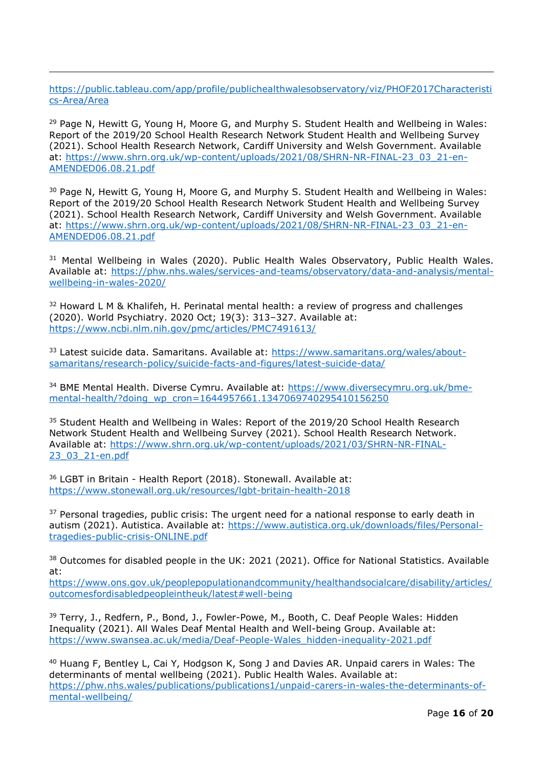https://public.tableau.com/app/profile/publichealthwalesobservatory/viz/PHOF2017Characteristics-Area/Area

[29] Page N, Hewitt G, Young H, Moore G, and Murphy S. Student Health and Wellbeing in Wales: Report of the 2019/20 School Health Research Network Student Health and Wellbeing Survey (2021). School Health Research Network, Cardiff University and Welsh Government. Available at: https://www.shrn.org.uk/wp-content/uploads/2021/08/SHRN-NR-FINAL-23_03_21-en-AMENDED06.08.21.pdf

[30] Page N, Hewitt G, Young H, Moore G, and Murphy S. Student Health and Wellbeing in Wales: Report of the 2019/20 School Health Research Network Student Health and Wellbeing Survey (2021). School Health Research Network, Cardiff University and Welsh Government. Available at: https://www.shrn.org.uk/wp-content/uploads/2021/08/SHRN-NR-FINAL-23_03_21-en-AMENDED06.08.21.pdf

[31] Mental Wellbeing in Wales (2020). Public Health Wales Observatory, Public Health Wales. Available at: https://phw.nhs.wales/services-and-teams/observatory/data-and-analysis/mental-wellbeing-in-wales-2020/

[32] Howard L M & Khalifeh, H. Perinatal mental health: a review of progress and challenges (2020). World Psychiatry. 2020 Oct; 19(3): 313–327. Available at: https://www.ncbi.nlm.nih.gov/pmc/articles/PMC7491613/

[33] Latest suicide data. Samaritans. Available at: https://www.samaritans.org/wales/about-samaritans/research-policy/suicide-facts-and-figures/latest-suicide-data/

[34] BME Mental Health. Diverse Cymru. Available at: https://www.diversecymru.org.uk/bme-mental-health/?doing_wp_cron=1644957661.1347069740295410156250

[35] Student Health and Wellbeing in Wales: Report of the 2019/20 School Health Research Network Student Health and Wellbeing Survey (2021). School Health Research Network. Available at: https://www.shrn.org.uk/wp-content/uploads/2021/03/SHRN-NR-FINAL-23_03_21-en.pdf

[36] LGBT in Britain - Health Report (2018). Stonewall. Available at: https://www.stonewall.org.uk/resources/lgbt-britain-health-2018

[37] Personal tragedies, public crisis: The urgent need for a national response to early death in autism (2021). Autistica. Available at: https://www.autistica.org.uk/downloads/files/Personal-tragedies-public-crisis-ONLINE.pdf

[38] Outcomes for disabled people in the UK: 2021 (2021). Office for National Statistics. Available at: https://www.ons.gov.uk/peoplepopulationandcommunity/healthandsocialcare/disability/articles/outcomesfordisabledpeopleintheuk/latest#well-being

[39] Terry, J., Redfern, P., Bond, J., Fowler-Powe, M., Booth, C. Deaf People Wales: Hidden Inequality (2021). All Wales Deaf Mental Health and Well-being Group. Available at: https://www.swansea.ac.uk/media/Deaf-People-Wales_hidden-inequality-2021.pdf

[40] Huang F, Bentley L, Cai Y, Hodgson K, Song J and Davies AR. Unpaid carers in Wales: The determinants of mental wellbeing (2021). Public Health Wales. Available at: https://phw.nhs.wales/publications/publications1/unpaid-carers-in-wales-the-determinants-of-mental-wellbeing/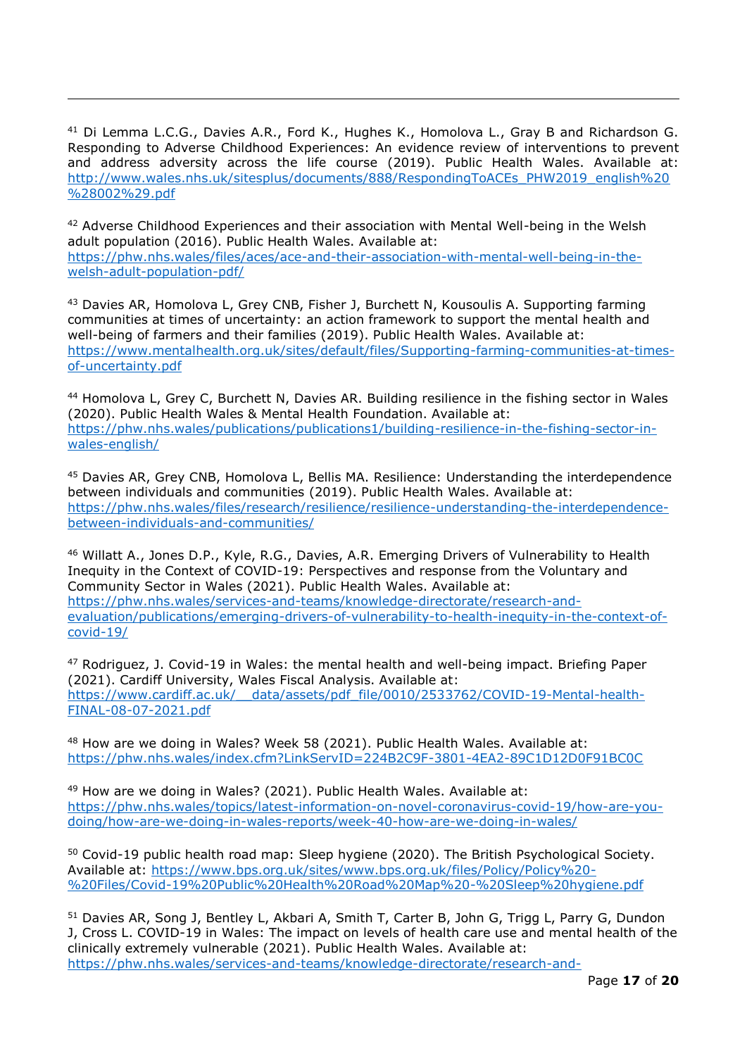[41] Di Lemma L.C.G., Davies A.R., Ford K., Hughes K., Homolova L., Gray B and Richardson G. Responding to Adverse Childhood Experiences: An evidence review of interventions to prevent and address adversity across the life course (2019). Public Health Wales. Available at: http://www.wales.nhs.uk/sitesplus/documents/888/RespondingToACEs_PHW2019_english%20%28002%29.pdf

[42] Adverse Childhood Experiences and their association with Mental Well-being in the Welsh adult population (2016). Public Health Wales. Available at: https://phw.nhs.wales/files/aces/ace-and-their-association-with-mental-well-being-in-the-welsh-adult-population-pdf/

[43] Davies AR, Homolova L, Grey CNB, Fisher J, Burchett N, Kousoulis A. Supporting farming communities at times of uncertainty: an action framework to support the mental health and well-being of farmers and their families (2019). Public Health Wales. Available at: https://www.mentalhealth.org.uk/sites/default/files/Supporting-farming-communities-at-times-of-uncertainty.pdf

[44] Homolova L, Grey C, Burchett N, Davies AR. Building resilience in the fishing sector in Wales (2020). Public Health Wales & Mental Health Foundation. Available at: https://phw.nhs.wales/publications/publications1/building-resilience-in-the-fishing-sector-in-wales-english/

[45] Davies AR, Grey CNB, Homolova L, Bellis MA. Resilience: Understanding the interdependence between individuals and communities (2019). Public Health Wales. Available at: https://phw.nhs.wales/files/research/resilience/resilience-understanding-the-interdependence-between-individuals-and-communities/

[46] Willatt A., Jones D.P., Kyle, R.G., Davies, A.R. Emerging Drivers of Vulnerability to Health Inequity in the Context of COVID-19: Perspectives and response from the Voluntary and Community Sector in Wales (2021). Public Health Wales. Available at: https://phw.nhs.wales/services-and-teams/knowledge-directorate/research-and-evaluation/publications/emerging-drivers-of-vulnerability-to-health-inequity-in-the-context-of-covid-19/

[47] Rodriguez, J. Covid-19 in Wales: the mental health and well-being impact. Briefing Paper (2021). Cardiff University, Wales Fiscal Analysis. Available at: https://www.cardiff.ac.uk/__data/assets/pdf_file/0010/2533762/COVID-19-Mental-health-FINAL-08-07-2021.pdf

[48] How are we doing in Wales? Week 58 (2021). Public Health Wales. Available at: https://phw.nhs.wales/index.cfm?LinkServID=224B2C9F-3801-4EA2-89C1D12D0F91BC0C

[49] How are we doing in Wales? (2021). Public Health Wales. Available at: https://phw.nhs.wales/topics/latest-information-on-novel-coronavirus-covid-19/how-are-you-doing/how-are-we-doing-in-wales-reports/week-40-how-are-we-doing-in-wales/

[50] Covid-19 public health road map: Sleep hygiene (2020). The British Psychological Society. Available at: https://www.bps.org.uk/sites/www.bps.org.uk/files/Policy/Policy%20-%20Files/Covid-19%20Public%20Health%20Road%20Map%20-%20Sleep%20hygiene.pdf

[51] Davies AR, Song J, Bentley L, Akbari A, Smith T, Carter B, John G, Trigg L, Parry G, Dundon J, Cross L. COVID-19 in Wales: The impact on levels of health care use and mental health of the clinically extremely vulnerable (2021). Public Health Wales. Available at: https://phw.nhs.wales/services-and-teams/knowledge-directorate/research-and-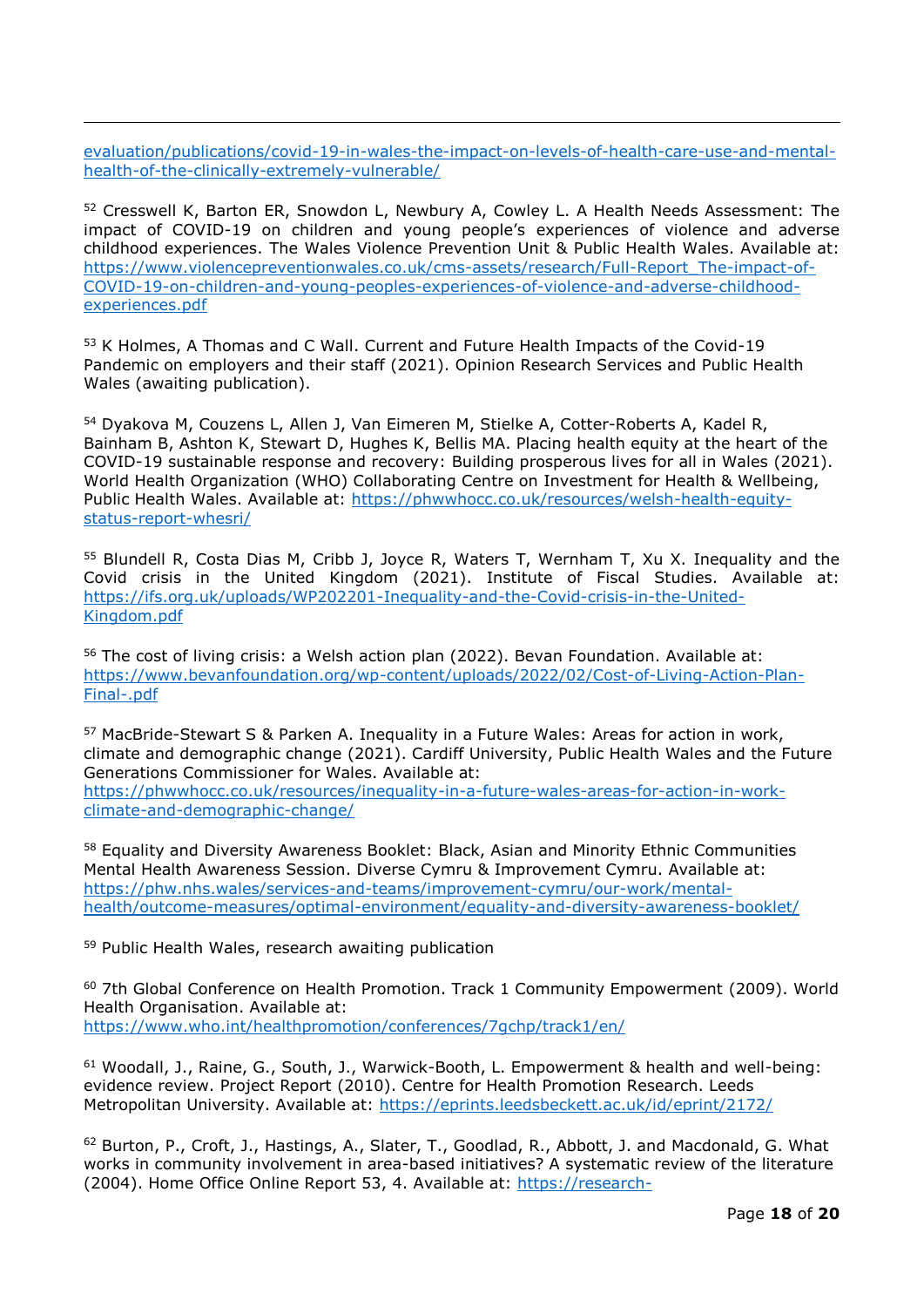evaluation/publications/covid-19-in-wales-the-impact-on-levels-of-health-care-use-and-mental-health-of-the-clinically-extremely-vulnerable/

[52] Cresswell K, Barton ER, Snowdon L, Newbury A, Cowley L. A Health Needs Assessment: The impact of COVID-19 on children and young people's experiences of violence and adverse childhood experiences. The Wales Violence Prevention Unit & Public Health Wales. Available at: https://www.violencepreventionwales.co.uk/cms-assets/research/Full-Report_The-impact-of-COVID-19-on-children-and-young-peoples-experiences-of-violence-and-adverse-childhood-experiences.pdf

[53] K Holmes, A Thomas and C Wall. Current and Future Health Impacts of the Covid-19 Pandemic on employers and their staff (2021). Opinion Research Services and Public Health Wales (awaiting publication).

[54] Dyakova M, Couzens L, Allen J, Van Eimeren M, Stielke A, Cotter-Roberts A, Kadel R, Bainham B, Ashton K, Stewart D, Hughes K, Bellis MA. Placing health equity at the heart of the COVID-19 sustainable response and recovery: Building prosperous lives for all in Wales (2021). World Health Organization (WHO) Collaborating Centre on Investment for Health & Wellbeing, Public Health Wales. Available at: https://phwwhocc.co.uk/resources/welsh-health-equity-status-report-whesri/

[55] Blundell R, Costa Dias M, Cribb J, Joyce R, Waters T, Wernham T, Xu X. Inequality and the Covid crisis in the United Kingdom (2021). Institute of Fiscal Studies. Available at: https://ifs.org.uk/uploads/WP202201-Inequality-and-the-Covid-crisis-in-the-United-Kingdom.pdf

[56] The cost of living crisis: a Welsh action plan (2022). Bevan Foundation. Available at: https://www.bevanfoundation.org/wp-content/uploads/2022/02/Cost-of-Living-Action-Plan-Final-.pdf

[57] MacBride-Stewart S & Parken A. Inequality in a Future Wales: Areas for action in work, climate and demographic change (2021). Cardiff University, Public Health Wales and the Future Generations Commissioner for Wales. Available at: https://phwwhocc.co.uk/resources/inequality-in-a-future-wales-areas-for-action-in-work-climate-and-demographic-change/

[58] Equality and Diversity Awareness Booklet: Black, Asian and Minority Ethnic Communities Mental Health Awareness Session. Diverse Cymru & Improvement Cymru. Available at: https://phw.nhs.wales/services-and-teams/improvement-cymru/our-work/mental-health/outcome-measures/optimal-environment/equality-and-diversity-awareness-booklet/

[59] Public Health Wales, research awaiting publication

[60] 7th Global Conference on Health Promotion. Track 1 Community Empowerment (2009). World Health Organisation. Available at: https://www.who.int/healthpromotion/conferences/7gchp/track1/en/

[61] Woodall, J., Raine, G., South, J., Warwick-Booth, L. Empowerment & health and well-being: evidence review. Project Report (2010). Centre for Health Promotion Research. Leeds Metropolitan University. Available at: https://eprints.leedsbeckett.ac.uk/id/eprint/2172/

[62] Burton, P., Croft, J., Hastings, A., Slater, T., Goodlad, R., Abbott, J. and Macdonald, G. What works in community involvement in area-based initiatives? A systematic review of the literature (2004). Home Office Online Report 53, 4. Available at: https://research-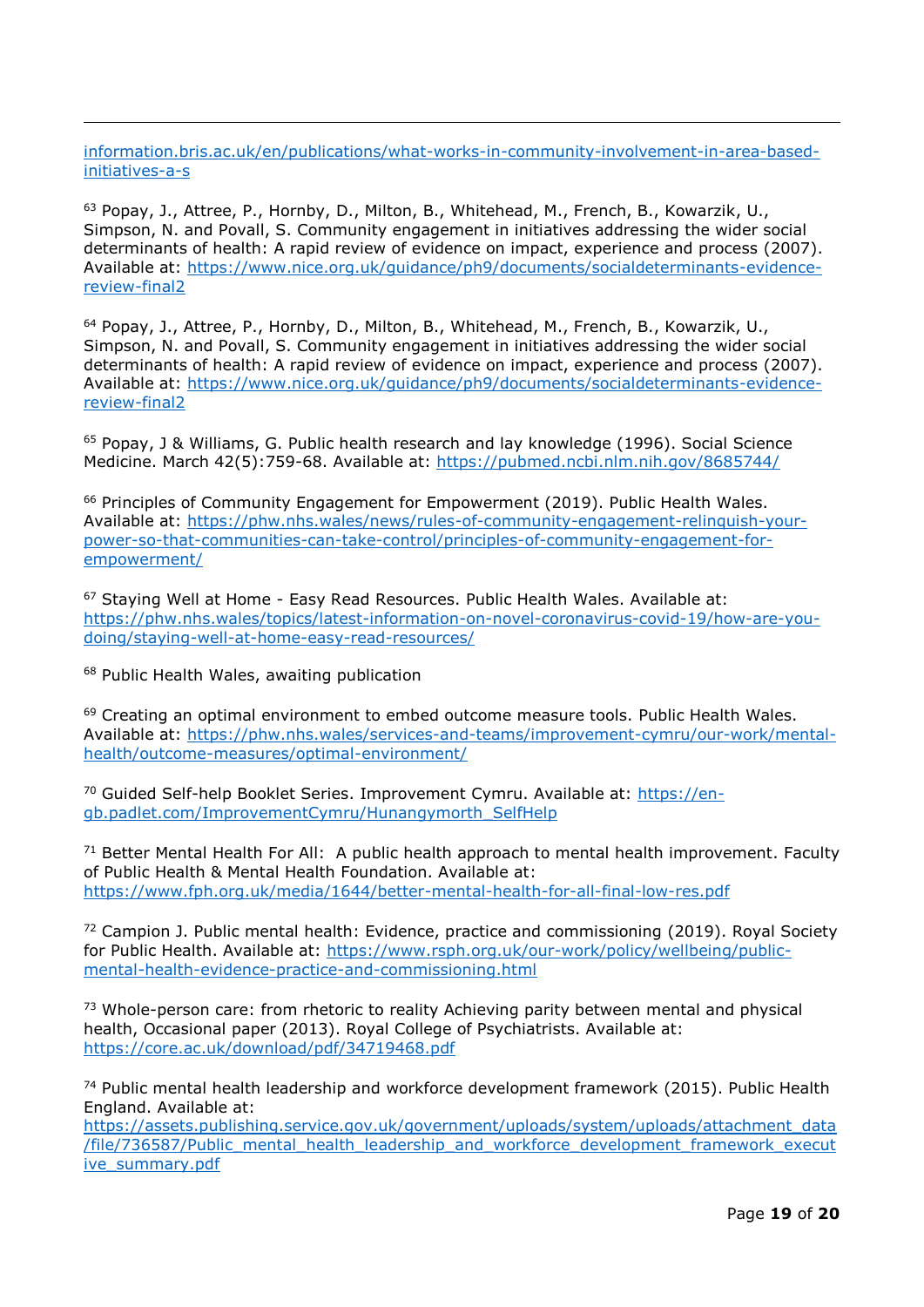information.bris.ac.uk/en/publications/what-works-in-community-involvement-in-area-based-initiatives-a-s

[63] Popay, J., Attree, P., Hornby, D., Milton, B., Whitehead, M., French, B., Kowarzik, U., Simpson, N. and Povall, S. Community engagement in initiatives addressing the wider social determinants of health: A rapid review of evidence on impact, experience and process (2007). Available at: https://www.nice.org.uk/guidance/ph9/documents/socialdeterminants-evidence-review-final2

[64] Popay, J., Attree, P., Hornby, D., Milton, B., Whitehead, M., French, B., Kowarzik, U., Simpson, N. and Povall, S. Community engagement in initiatives addressing the wider social determinants of health: A rapid review of evidence on impact, experience and process (2007). Available at: https://www.nice.org.uk/guidance/ph9/documents/socialdeterminants-evidence-review-final2

[65] Popay, J & Williams, G. Public health research and lay knowledge (1996). Social Science Medicine. March 42(5):759-68. Available at: https://pubmed.ncbi.nlm.nih.gov/8685744/

[66] Principles of Community Engagement for Empowerment (2019). Public Health Wales. Available at: https://phw.nhs.wales/news/rules-of-community-engagement-relinquish-your-power-so-that-communities-can-take-control/principles-of-community-engagement-for-empowerment/

[67] Staying Well at Home - Easy Read Resources. Public Health Wales. Available at: https://phw.nhs.wales/topics/latest-information-on-novel-coronavirus-covid-19/how-are-you-doing/staying-well-at-home-easy-read-resources/

[68] Public Health Wales, awaiting publication

[69] Creating an optimal environment to embed outcome measure tools. Public Health Wales. Available at: https://phw.nhs.wales/services-and-teams/improvement-cymru/our-work/mental-health/outcome-measures/optimal-environment/

[70] Guided Self-help Booklet Series. Improvement Cymru. Available at: https://en-gb.padlet.com/ImprovementCymru/Hunangymorth_SelfHelp

[71] Better Mental Health For All: A public health approach to mental health improvement. Faculty of Public Health & Mental Health Foundation. Available at: https://www.fph.org.uk/media/1644/better-mental-health-for-all-final-low-res.pdf

[72] Campion J. Public mental health: Evidence, practice and commissioning (2019). Royal Society for Public Health. Available at: https://www.rsph.org.uk/our-work/policy/wellbeing/public-mental-health-evidence-practice-and-commissioning.html

[73] Whole-person care: from rhetoric to reality Achieving parity between mental and physical health, Occasional paper (2013). Royal College of Psychiatrists. Available at: https://core.ac.uk/download/pdf/34719468.pdf

[74] Public mental health leadership and workforce development framework (2015). Public Health England. Available at: https://assets.publishing.service.gov.uk/government/uploads/system/uploads/attachment_data/file/736587/Public_mental_health_leadership_and_workforce_development_framework_executive_summary.pdf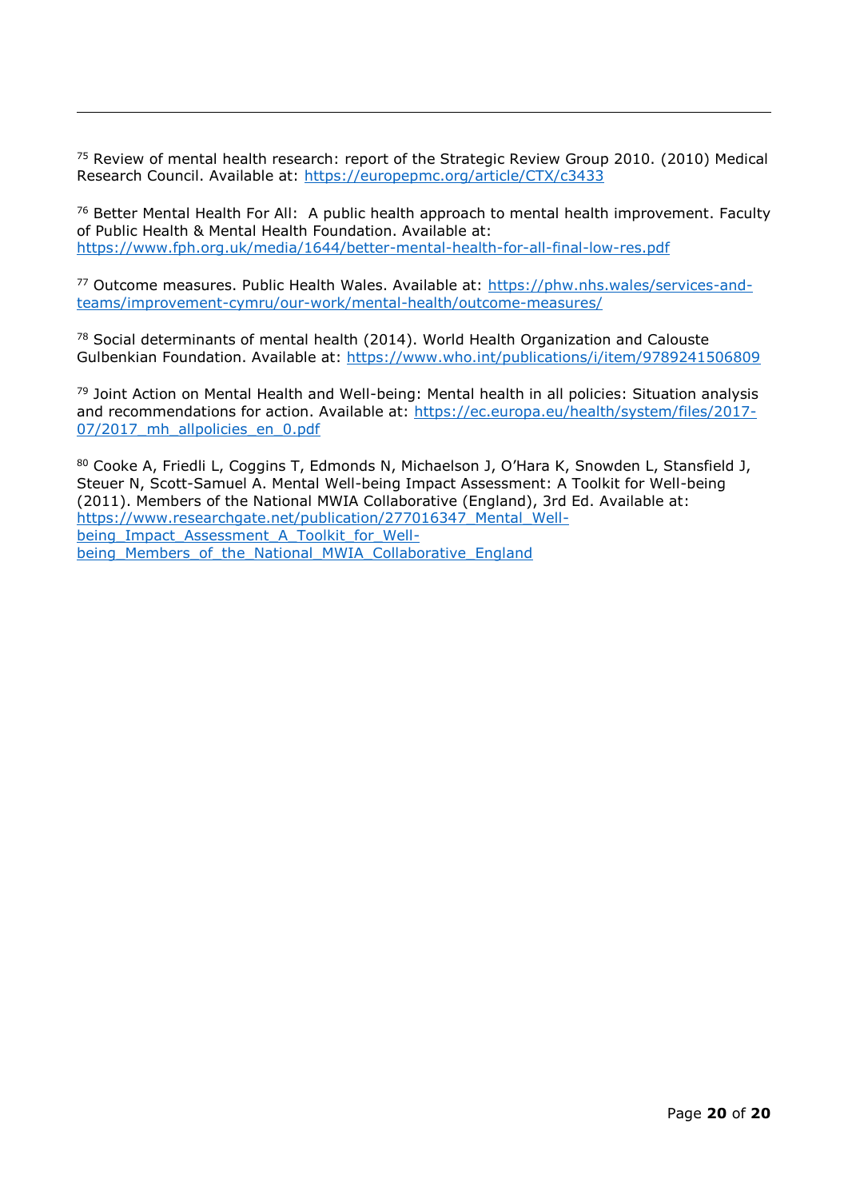[75] Review of mental health research: report of the Strategic Review Group 2010. (2010) Medical Research Council. Available at: https://europepmc.org/article/CTX/c3433

[76] Better Mental Health For All: A public health approach to mental health improvement. Faculty of Public Health & Mental Health Foundation. Available at: https://www.fph.org.uk/media/1644/better-mental-health-for-all-final-low-res.pdf

[77] Outcome measures. Public Health Wales. Available at: https://phw.nhs.wales/services-and-teams/improvement-cymru/our-work/mental-health/outcome-measures/

[78] Social determinants of mental health (2014). World Health Organization and Calouste Gulbenkian Foundation. Available at: https://www.who.int/publications/i/item/9789241506809

[79] Joint Action on Mental Health and Well-being: Mental health in all policies: Situation analysis and recommendations for action. Available at: https://ec.europa.eu/health/system/files/2017-07/2017_mh_allpolicies_en_0.pdf

[80] Cooke A, Friedli L, Coggins T, Edmonds N, Michaelson J, O'Hara K, Snowden L, Stansfield J, Steuer N, Scott-Samuel A. Mental Well-being Impact Assessment: A Toolkit for Well-being (2011). Members of the National MWIA Collaborative (England), 3rd Ed. Available at: https://www.researchgate.net/publication/277016347_Mental_Well-being_Impact_Assessment_A_Toolkit_for_Well-being_Members_of_the_National_MWIA_Collaborative_England